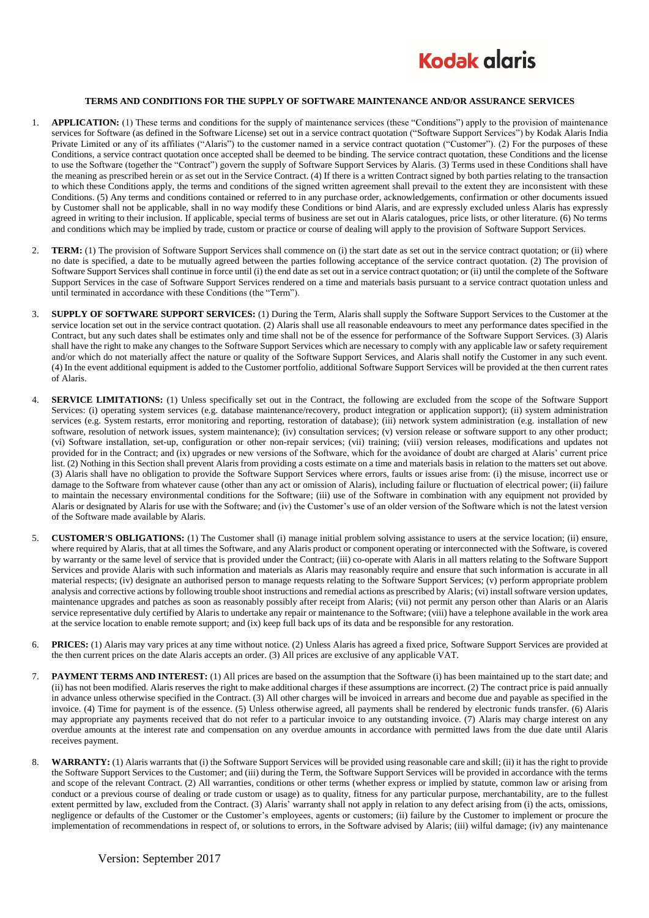# TERMS AND CONDITIONS FOR THE SUPPLY OF SOFTWARE MAINTENANCE AND/OR ASSURANCE SERVICES

1. **APPLICATION:** (1) These terms and conditions for the supply of maintenance services (these "Conditions") apply to the provision of maintenance services for Software (as defined in the Software License) set out in a service contract quotation ("Software Support Services") by Kodak Alaris India Private Limited or any of its affiliates ("Alaris") to the customer named in a service contract quotation ("Customer"). (2) For the purposes of these Conditions, a service contract quotation once accepted shall be deemed to be binding. The service contract quotation, these Conditions and the license to use the Software (together the "Contract") govern the supply of Software Support Services by Alaris. (3) Terms used in these Conditions shall have the meaning as prescribed herein or as set out in the Service Contract. (4) If there is a written Contract signed by both parties relating to the transaction to which these Conditions apply, the terms and conditions of the signed written agreement shall prevail to the extent they are inconsistent with these Conditions. (5) Any terms and conditions contained or referred to in any purchase order, acknowledgements, confirmation or other documents issued by Customer shall not be applicable, shall in no way modify these Conditions or bind Alaris, and are expressly excluded unless Alaris has expressly agreed in writing to their inclusion. If applicable, special terms of business are set out in Alaris catalogues, price lists, or other literature. (6) No terms and conditions which may be implied by trade, custom or practice or course of dealing will apply to the provision of Software Support Services.

2. **TERM:** (1) The provision of Software Support Services shall commence on (i) the start date as set out in the service contract quotation; or (ii) where no date is specified, a date to be mutually agreed between the parties following acceptance of the service contract quotation. (2) The provision of Software Support Services shall continue in force until (i) the end date as set out in a service contract quotation; or (ii) until the complete of the Software Support Services in the case of Software Support Services rendered on a time and materials basis pursuant to a service contract quotation unless and until terminated in accordance with these Conditions (the "Term").

3. **SUPPLY OF SOFTWARE SUPPORT SERVICES:** (1) During the Term, Alaris shall supply the Software Support Services to the Customer at the service location set out in the service contract quotation. (2) Alaris shall use all reasonable endeavours to meet any performance dates specified in the Contract, but any such dates shall be estimates only and time shall not be of the essence for performance of the Software Support Services. (3) Alaris shall have the right to make any changes to the Software Support Services which are necessary to comply with any applicable law or safety requirement and/or which do not materially affect the nature or quality of the Software Support Services, and Alaris shall notify the Customer in any such event. (4) In the event additional equipment is added to the Customer portfolio, additional Software Support Services will be provided at the then current rates of Alaris.

4. **SERVICE LIMITATIONS:** (1) Unless specifically set out in the Contract, the following are excluded from the scope of the Software Support Services: (i) operating system services (e.g. database maintenance/recovery, product integration or application support); (ii) system administration services (e.g. System restarts, error monitoring and reporting, restoration of database); (iii) network system administration (e.g. installation of new software, resolution of network issues, system maintenance); (iv) consultation services; (v) version release or software support to any other product; (vi) Software installation, set-up, configuration or other non-repair services; (vii) training; (viii) version releases, modifications and updates not provided for in the Contract; and (ix) upgrades or new versions of the Software, which for the avoidance of doubt are charged at Alaris' current price list. (2) Nothing in this Section shall prevent Alaris from providing a costs estimate on a time and materials basis in relation to the matters set out above. (3) Alaris shall have no obligation to provide the Software Support Services where errors, faults or issues arise from: (i) the misuse, incorrect use or damage to the Software from whatever cause (other than any act or omission of Alaris), including failure or fluctuation of electrical power; (ii) failure to maintain the necessary environmental conditions for the Software; (iii) use of the Software in combination with any equipment not provided by Alaris or designated by Alaris for use with the Software; and (iv) the Customer's use of an older version of the Software which is not the latest version of the Software made available by Alaris.

5. **CUSTOMER'S OBLIGATIONS:** (1) The Customer shall (i) manage initial problem solving assistance to users at the service location; (ii) ensure, where required by Alaris, that at all times the Software, and any Alaris product or component operating or interconnected with the Software, is covered by warranty or the same level of service that is provided under the Contract; (iii) co-operate with Alaris in all matters relating to the Software Support Services and provide Alaris with such information and materials as Alaris may reasonably require and ensure that such information is accurate in all material respects; (iv) designate an authorised person to manage requests relating to the Software Support Services; (v) perform appropriate problem analysis and corrective actions by following trouble shoot instructions and remedial actions as prescribed by Alaris; (vi) install software version updates, maintenance upgrades and patches as soon as reasonably possibly after receipt from Alaris; (vii) not permit any person other than Alaris or an Alaris service representative duly certified by Alaris to undertake any repair or maintenance to the Software; (viii) have a telephone available in the work area at the service location to enable remote support; and (ix) keep full back ups of its data and be responsible for any restoration.

6. **PRICES:** (1) Alaris may vary prices at any time without notice. (2) Unless Alaris has agreed a fixed price, Software Support Services are provided at the then current prices on the date Alaris accepts an order. (3) All prices are exclusive of any applicable VAT.

7. **PAYMENT TERMS AND INTEREST:** (1) All prices are based on the assumption that the Software (i) has been maintained up to the start date; and (ii) has not been modified. Alaris reserves the right to make additional charges if these assumptions are incorrect. (2) The contract price is paid annually in advance unless otherwise specified in the Contract. (3) All other charges will be invoiced in arrears and become due and payable as specified in the invoice. (4) Time for payment is of the essence. (5) Unless otherwise agreed, all payments shall be rendered by electronic funds transfer. (6) Alaris may appropriate any payments received that do not refer to a particular invoice to any outstanding invoice. (7) Alaris may charge interest on any overdue amounts at the interest rate and compensation on any overdue amounts in accordance with permitted laws from the due date until Alaris receives payment.

8. **WARRANTY:** (1) Alaris warrants that (i) the Software Support Services will be provided using reasonable care and skill; (ii) it has the right to provide the Software Support Services to the Customer; and (iii) during the Term, the Software Support Services will be provided in accordance with the terms and scope of the relevant Contract. (2) All warranties, conditions or other terms (whether express or implied by statute, common law or arising from conduct or a previous course of dealing or trade custom or usage) as to quality, fitness for any particular purpose, merchantability, are to the fullest extent permitted by law, excluded from the Contract. (3) Alaris' warranty shall not apply in relation to any defect arising from (i) the acts, omissions, negligence or defaults of the Customer or the Customer's employees, agents or customers; (ii) failure by the Customer to implement or procure the implementation of recommendations in respect of, or solutions to errors, in the Software advised by Alaris; (iii) wilful damage; (iv) any maintenance

Version: September 2017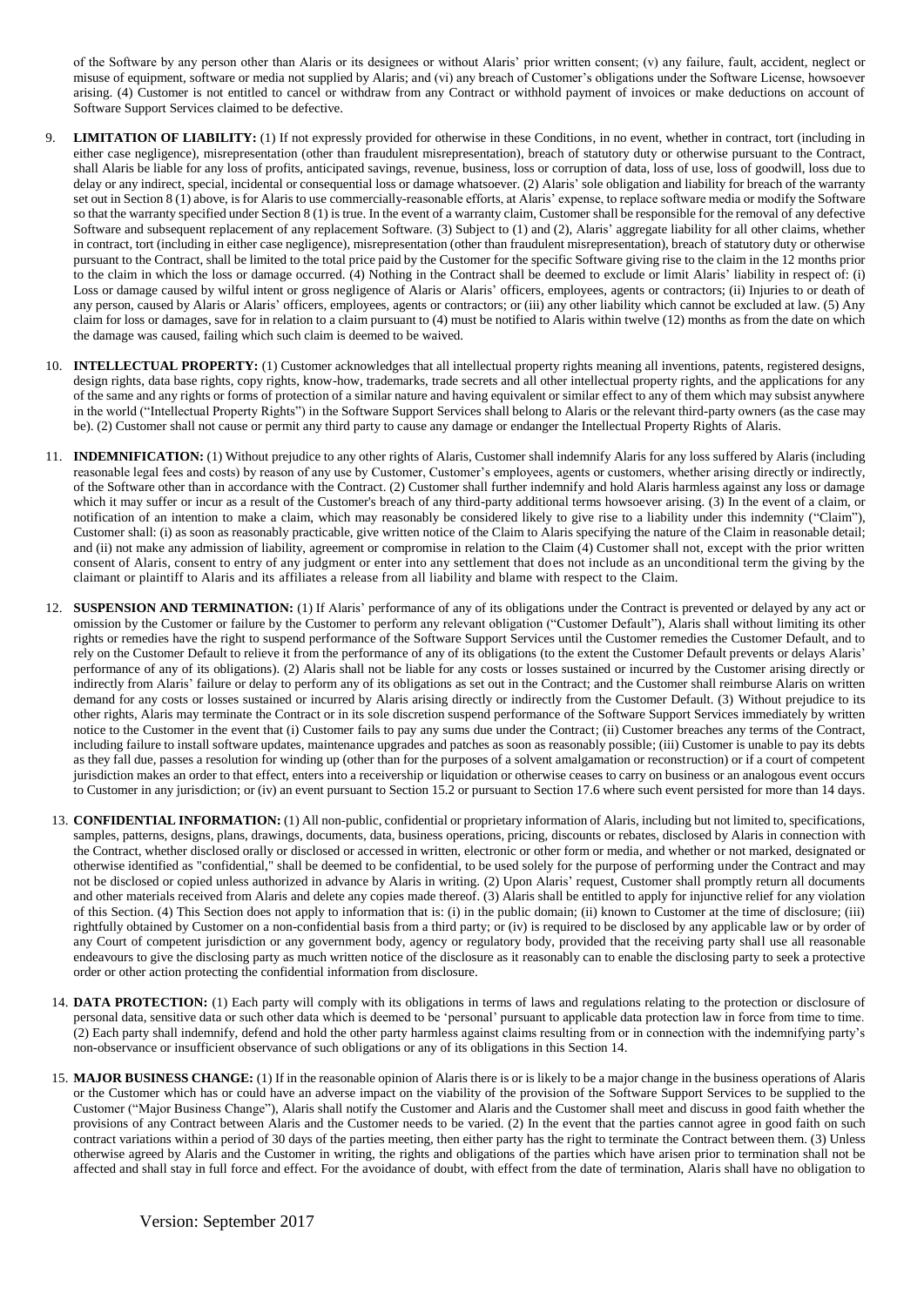of the Software by any person other than Alaris or its designees or without Alaris' prior written consent; (v) any failure, fault, accident, neglect or misuse of equipment, software or media not supplied by Alaris; and (vi) any breach of Customer's obligations under the Software License, howsoever arising. (4) Customer is not entitled to cancel or withdraw from any Contract or withhold payment of invoices or make deductions on account of Software Support Services claimed to be defective.

9. **LIMITATION OF LIABILITY:** (1) If not expressly provided for otherwise in these Conditions, in no event, whether in contract, tort (including in either case negligence), misrepresentation (other than fraudulent misrepresentation), breach of statutory duty or otherwise pursuant to the Contract, shall Alaris be liable for any loss of profits, anticipated savings, revenue, business, loss or corruption of data, loss of use, loss of goodwill, loss due to delay or any indirect, special, incidental or consequential loss or damage whatsoever. (2) Alaris' sole obligation and liability for breach of the warranty set out in Section 8 (1) above, is for Alaris to use commercially-reasonable efforts, at Alaris' expense, to replace software media or modify the Software so that the warranty specified under Section 8 (1) is true. In the event of a warranty claim, Customer shall be responsible for the removal of any defective Software and subsequent replacement of any replacement Software. (3) Subject to (1) and (2), Alaris' aggregate liability for all other claims, whether in contract, tort (including in either case negligence), misrepresentation (other than fraudulent misrepresentation), breach of statutory duty or otherwise pursuant to the Contract, shall be limited to the total price paid by the Customer for the specific Software giving rise to the claim in the 12 months prior to the claim in which the loss or damage occurred. (4) Nothing in the Contract shall be deemed to exclude or limit Alaris' liability in respect of: (i) Loss or damage caused by wilful intent or gross negligence of Alaris or Alaris' officers, employees, agents or contractors; (ii) Injuries to or death of any person, caused by Alaris or Alaris' officers, employees, agents or contractors; or (iii) any other liability which cannot be excluded at law. (5) Any claim for loss or damages, save for in relation to a claim pursuant to (4) must be notified to Alaris within twelve (12) months as from the date on which the damage was caused, failing which such claim is deemed to be waived.

10. **INTELLECTUAL PROPERTY:** (1) Customer acknowledges that all intellectual property rights meaning all inventions, patents, registered designs, design rights, data base rights, copy rights, know-how, trademarks, trade secrets and all other intellectual property rights, and the applications for any of the same and any rights or forms of protection of a similar nature and having equivalent or similar effect to any of them which may subsist anywhere in the world ("Intellectual Property Rights") in the Software Support Services shall belong to Alaris or the relevant third-party owners (as the case may be). (2) Customer shall not cause or permit any third party to cause any damage or endanger the Intellectual Property Rights of Alaris.

11. **INDEMNIFICATION:** (1) Without prejudice to any other rights of Alaris, Customer shall indemnify Alaris for any loss suffered by Alaris (including reasonable legal fees and costs) by reason of any use by Customer, Customer's employees, agents or customers, whether arising directly or indirectly, of the Software other than in accordance with the Contract. (2) Customer shall further indemnify and hold Alaris harmless against any loss or damage which it may suffer or incur as a result of the Customer's breach of any third-party additional terms howsoever arising. (3) In the event of a claim, or notification of an intention to make a claim, which may reasonably be considered likely to give rise to a liability under this indemnity ("Claim"), Customer shall: (i) as soon as reasonably practicable, give written notice of the Claim to Alaris specifying the nature of the Claim in reasonable detail; and (ii) not make any admission of liability, agreement or compromise in relation to the Claim (4) Customer shall not, except with the prior written consent of Alaris, consent to entry of any judgment or enter into any settlement that does not include as an unconditional term the giving by the claimant or plaintiff to Alaris and its affiliates a release from all liability and blame with respect to the Claim.

12. **SUSPENSION AND TERMINATION:** (1) If Alaris' performance of any of its obligations under the Contract is prevented or delayed by any act or omission by the Customer or failure by the Customer to perform any relevant obligation ("Customer Default"), Alaris shall without limiting its other rights or remedies have the right to suspend performance of the Software Support Services until the Customer remedies the Customer Default, and to rely on the Customer Default to relieve it from the performance of any of its obligations (to the extent the Customer Default prevents or delays Alaris' performance of any of its obligations). (2) Alaris shall not be liable for any costs or losses sustained or incurred by the Customer arising directly or indirectly from Alaris' failure or delay to perform any of its obligations as set out in the Contract; and the Customer shall reimburse Alaris on written demand for any costs or losses sustained or incurred by Alaris arising directly or indirectly from the Customer Default. (3) Without prejudice to its other rights, Alaris may terminate the Contract or in its sole discretion suspend performance of the Software Support Services immediately by written notice to the Customer in the event that (i) Customer fails to pay any sums due under the Contract; (ii) Customer breaches any terms of the Contract, including failure to install software updates, maintenance upgrades and patches as soon as reasonably possible; (iii) Customer is unable to pay its debts as they fall due, passes a resolution for winding up (other than for the purposes of a solvent amalgamation or reconstruction) or if a court of competent jurisdiction makes an order to that effect, enters into a receivership or liquidation or otherwise ceases to carry on business or an analogous event occurs to Customer in any jurisdiction; or (iv) an event pursuant to Section 15.2 or pursuant to Section 17.6 where such event persisted for more than 14 days.

13. **CONFIDENTIAL INFORMATION:** (1) All non-public, confidential or proprietary information of Alaris, including but not limited to, specifications, samples, patterns, designs, plans, drawings, documents, data, business operations, pricing, discounts or rebates, disclosed by Alaris in connection with the Contract, whether disclosed orally or disclosed or accessed in written, electronic or other form or media, and whether or not marked, designated or otherwise identified as "confidential," shall be deemed to be confidential, to be used solely for the purpose of performing under the Contract and may not be disclosed or copied unless authorized in advance by Alaris in writing. (2) Upon Alaris' request, Customer shall promptly return all documents and other materials received from Alaris and delete any copies made thereof. (3) Alaris shall be entitled to apply for injunctive relief for any violation of this Section. (4) This Section does not apply to information that is: (i) in the public domain; (ii) known to Customer at the time of disclosure; (iii) rightfully obtained by Customer on a non-confidential basis from a third party; or (iv) is required to be disclosed by any applicable law or by order of any Court of competent jurisdiction or any government body, agency or regulatory body, provided that the receiving party shall use all reasonable endeavours to give the disclosing party as much written notice of the disclosure as it reasonably can to enable the disclosing party to seek a protective order or other action protecting the confidential information from disclosure.

14. **DATA PROTECTION:** (1) Each party will comply with its obligations in terms of laws and regulations relating to the protection or disclosure of personal data, sensitive data or such other data which is deemed to be 'personal' pursuant to applicable data protection law in force from time to time. (2) Each party shall indemnify, defend and hold the other party harmless against claims resulting from or in connection with the indemnifying party's non-observance or insufficient observance of such obligations or any of its obligations in this Section 14.

15. **MAJOR BUSINESS CHANGE:** (1) If in the reasonable opinion of Alaris there is or is likely to be a major change in the business operations of Alaris or the Customer which has or could have an adverse impact on the viability of the provision of the Software Support Services to be supplied to the Customer ("Major Business Change"), Alaris shall notify the Customer and Alaris and the Customer shall meet and discuss in good faith whether the provisions of any Contract between Alaris and the Customer needs to be varied. (2) In the event that the parties cannot agree in good faith on such contract variations within a period of 30 days of the parties meeting, then either party has the right to terminate the Contract between them. (3) Unless otherwise agreed by Alaris and the Customer in writing, the rights and obligations of the parties which have arisen prior to termination shall not be affected and shall stay in full force and effect. For the avoidance of doubt, with effect from the date of termination, Alaris shall have no obligation to

Version: September 2017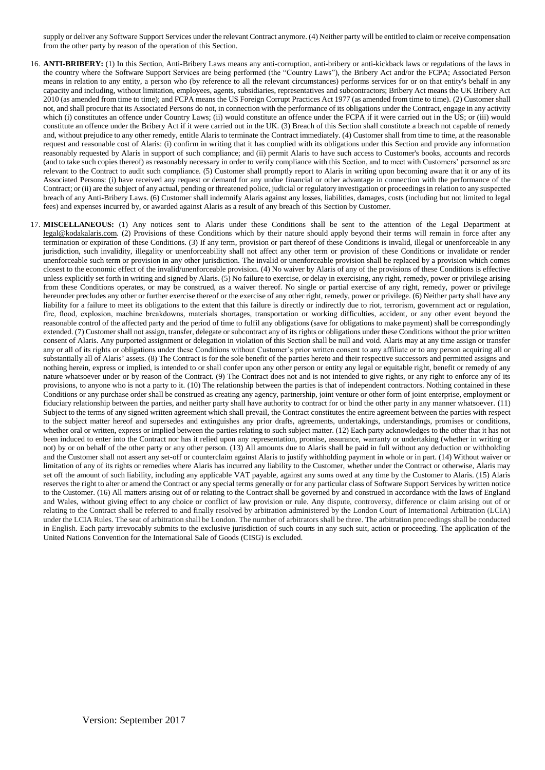supply or deliver any Software Support Services under the relevant Contract anymore. (4) Neither party will be entitled to claim or receive compensation from the other party by reason of the operation of this Section.

16. **ANTI-BRIBERY:** (1) In this Section, Anti-Bribery Laws means any anti-corruption, anti-bribery or anti-kickback laws or regulations of the laws in the country where the Software Support Services are being performed (the "Country Laws"), the Bribery Act and/or the FCPA; Associated Person means in relation to any entity, a person who (by reference to all the relevant circumstances) performs services for or on that entity's behalf in any capacity and including, without limitation, employees, agents, subsidiaries, representatives and subcontractors; Bribery Act means the UK Bribery Act 2010 (as amended from time to time); and FCPA means the US Foreign Corrupt Practices Act 1977 (as amended from time to time). (2) Customer shall not, and shall procure that its Associated Persons do not, in connection with the performance of its obligations under the Contract, engage in any activity which (i) constitutes an offence under Country Laws; (ii) would constitute an offence under the FCPA if it were carried out in the US; or (iii) would constitute an offence under the Bribery Act if it were carried out in the UK. (3) Breach of this Section shall constitute a breach not capable of remedy and, without prejudice to any other remedy, entitle Alaris to terminate the Contract immediately. (4) Customer shall from time to time, at the reasonable request and reasonable cost of Alaris: (i) confirm in writing that it has complied with its obligations under this Section and provide any information reasonably requested by Alaris in support of such compliance; and (ii) permit Alaris to have such access to Customer's books, accounts and records (and to take such copies thereof) as reasonably necessary in order to verify compliance with this Section, and to meet with Customers' personnel as are relevant to the Contract to audit such compliance. (5) Customer shall promptly report to Alaris in writing upon becoming aware that it or any of its Associated Persons: (i) have received any request or demand for any undue financial or other advantage in connection with the performance of the Contract; or (ii) are the subject of any actual, pending or threatened police, judicial or regulatory investigation or proceedings in relation to any suspected breach of any Anti-Bribery Laws. (6) Customer shall indemnify Alaris against any losses, liabilities, damages, costs (including but not limited to legal fees) and expenses incurred by, or awarded against Alaris as a result of any breach of this Section by Customer.

17. **MISCELLANEOUS:** (1) Any notices sent to Alaris under these Conditions shall be sent to the attention of the Legal Department at legal@kodakalaris.com. (2) Provisions of these Conditions which by their nature should apply beyond their terms will remain in force after any termination or expiration of these Conditions. (3) If any term, provision or part thereof of these Conditions is invalid, illegal or unenforceable in any jurisdiction, such invalidity, illegality or unenforceability shall not affect any other term or provision of these Conditions or invalidate or render unenforceable such term or provision in any other jurisdiction. The invalid or unenforceable provision shall be replaced by a provision which comes closest to the economic effect of the invalid/unenforceable provision. (4) No waiver by Alaris of any of the provisions of these Conditions is effective unless explicitly set forth in writing and signed by Alaris. (5) No failure to exercise, or delay in exercising, any right, remedy, power or privilege arising from these Conditions operates, or may be construed, as a waiver thereof. No single or partial exercise of any right, remedy, power or privilege hereunder precludes any other or further exercise thereof or the exercise of any other right, remedy, power or privilege. (6) Neither party shall have any liability for a failure to meet its obligations to the extent that this failure is directly or indirectly due to riot, terrorism, government act or regulation, fire, flood, explosion, machine breakdowns, materials shortages, transportation or working difficulties, accident, or any other event beyond the reasonable control of the affected party and the period of time to fulfil any obligations (save for obligations to make payment) shall be correspondingly extended. (7) Customer shall not assign, transfer, delegate or subcontract any of its rights or obligations under these Conditions without the prior written consent of Alaris. Any purported assignment or delegation in violation of this Section shall be null and void. Alaris may at any time assign or transfer any or all of its rights or obligations under these Conditions without Customer's prior written consent to any affiliate or to any person acquiring all or substantially all of Alaris' assets. (8) The Contract is for the sole benefit of the parties hereto and their respective successors and permitted assigns and nothing herein, express or implied, is intended to or shall confer upon any other person or entity any legal or equitable right, benefit or remedy of any nature whatsoever under or by reason of the Contract. (9) The Contract does not and is not intended to give rights, or any right to enforce any of its provisions, to anyone who is not a party to it. (10) The relationship between the parties is that of independent contractors. Nothing contained in these Conditions or any purchase order shall be construed as creating any agency, partnership, joint venture or other form of joint enterprise, employment or fiduciary relationship between the parties, and neither party shall have authority to contract for or bind the other party in any manner whatsoever. (11) Subject to the terms of any signed written agreement which shall prevail, the Contract constitutes the entire agreement between the parties with respect to the subject matter hereof and supersedes and extinguishes any prior drafts, agreements, undertakings, understandings, promises or conditions, whether oral or written, express or implied between the parties relating to such subject matter. (12) Each party acknowledges to the other that it has not been induced to enter into the Contract nor has it relied upon any representation, promise, assurance, warranty or undertaking (whether in writing or not) by or on behalf of the other party or any other person. (13) All amounts due to Alaris shall be paid in full without any deduction or withholding and the Customer shall not assert any set-off or counterclaim against Alaris to justify withholding payment in whole or in part. (14) Without waiver or limitation of any of its rights or remedies where Alaris has incurred any liability to the Customer, whether under the Contract or otherwise, Alaris may set off the amount of such liability, including any applicable VAT payable, against any sums owed at any time by the Customer to Alaris. (15) Alaris reserves the right to alter or amend the Contract or any special terms generally or for any particular class of Software Support Services by written notice to the Customer. (16) All matters arising out of or relating to the Contract shall be governed by and construed in accordance with the laws of England and Wales, without giving effect to any choice or conflict of law provision or rule. Any dispute, controversy, difference or claim arising out of or relating to the Contract shall be referred to and finally resolved by arbitration administered by the London Court of International Arbitration (LCIA) under the LCIA Rules. The seat of arbitration shall be London. The number of arbitrators shall be three. The arbitration proceedings shall be conducted in English. Each party irrevocably submits to the exclusive jurisdiction of such courts in any such suit, action or proceeding. The application of the United Nations Convention for the International Sale of Goods (CISG) is excluded.

Version: September 2017